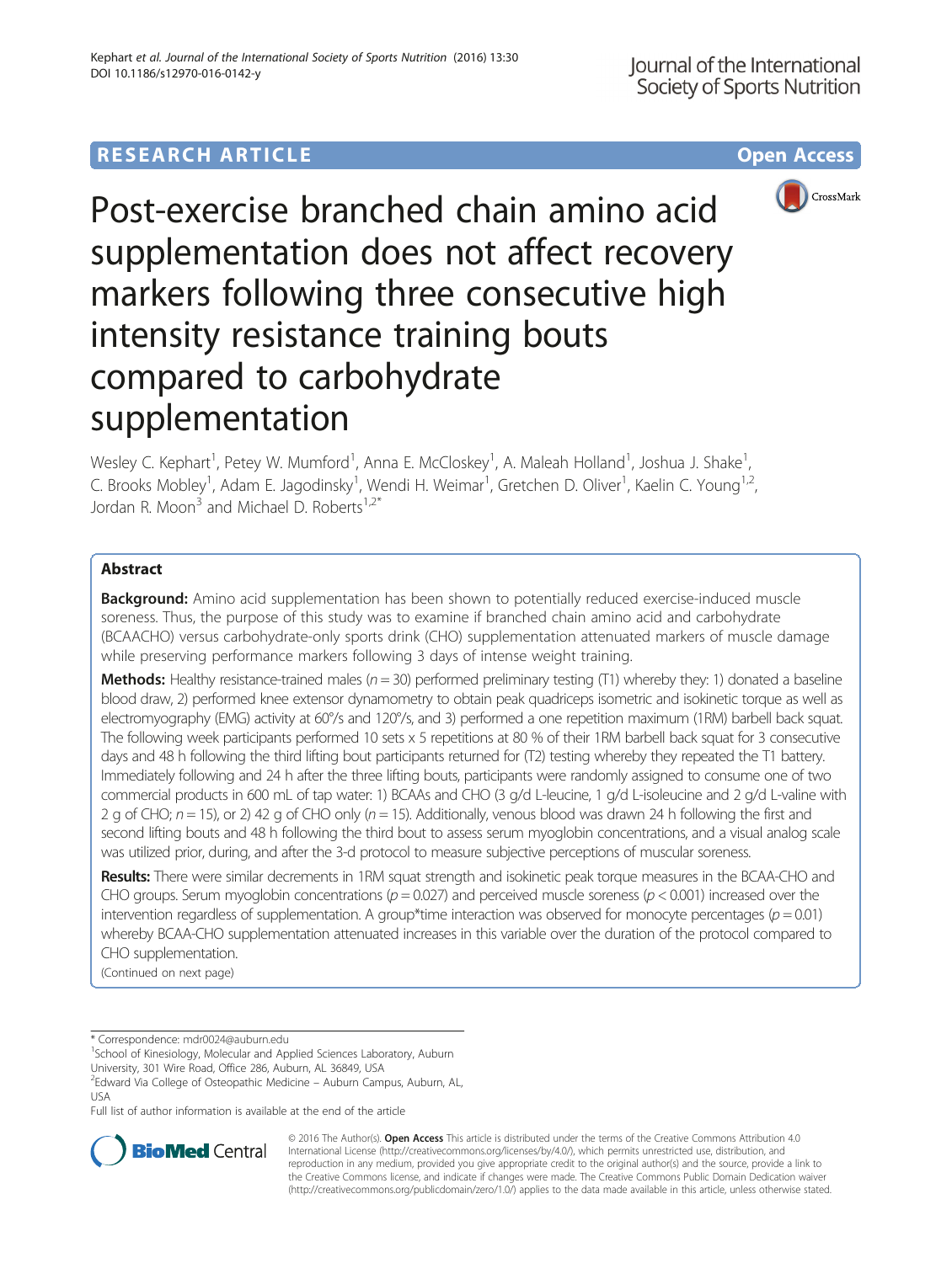# Post-exercise branched chain amino acid supplementation does not affect recovery markers following three consecutive high intensity resistance training bouts compared to carbohydrate supplementation

Wesley C. Kephart[1], Petey W. Mumford[1], Anna E. McCloskey[1], A. Maleah Holland[1], Joshua J. Shake[1], C. Brooks Mobley[1], Adam E. Jagodinsky[1], Wendi H. Weimar[1], Gretchen D. Oliver[1], Kaelin C. Young[1,2], Jordan R. Moon[3] and Michael D. Roberts[1,2*]

## Abstract

**Background:** Amino acid supplementation has been shown to potentially reduced exercise-induced muscle soreness. Thus, the purpose of this study was to examine if branched chain amino acid and carbohydrate (BCAACHO) versus carbohydrate-only sports drink (CHO) supplementation attenuated markers of muscle damage while preserving performance markers following 3 days of intense weight training.

**Methods:** Healthy resistance-trained males ($n = 30$) performed preliminary testing (T1) whereby they: 1) donated a baseline blood draw, 2) performed knee extensor dynamometry to obtain peak quadriceps isometric and isokinetic torque as well as electromyography (EMG) activity at 60°/s and 120°/s, and 3) performed a one repetition maximum (1RM) barbell back squat. The following week participants performed 10 sets x 5 repetitions at 80 % of their 1RM barbell back squat for 3 consecutive days and 48 h following the third lifting bout participants returned for (T2) testing whereby they repeated the T1 battery. Immediately following and 24 h after the three lifting bouts, participants were randomly assigned to consume one of two commercial products in 600 mL of tap water: 1) BCAAs and CHO (3 g/d L-leucine, 1 g/d L-isoleucine and 2 g/d L-valine with 2 g of CHO; $n = 15$), or 2) 42 g of CHO only ($n = 15$). Additionally, venous blood was drawn 24 h following the first and second lifting bouts and 48 h following the third bout to assess serum myoglobin concentrations, and a visual analog scale was utilized prior, during, and after the 3-d protocol to measure subjective perceptions of muscular soreness.

**Results:** There were similar decrements in 1RM squat strength and isokinetic peak torque measures in the BCAA-CHO and CHO groups. Serum myoglobin concentrations ($p = 0.027$) and perceived muscle soreness ($p < 0.001$) increased over the intervention regardless of supplementation. A group*time interaction was observed for monocyte percentages ($p = 0.01$) whereby BCAA-CHO supplementation attenuated increases in this variable over the duration of the protocol compared to CHO supplementation.

(Continued on next page)

\* Correspondence: mdr0024@auburn.edu

[1]School of Kinesiology, Molecular and Applied Sciences Laboratory, Auburn University, 301 Wire Road, Office 286, Auburn, AL 36849, USA

[2]Edward Via College of Osteopathic Medicine – Auburn Campus, Auburn, AL, USA

Full list of author information is available at the end of the article

© 2016 The Author(s). **Open Access** This article is distributed under the terms of the Creative Commons Attribution 4.0 International License (http://creativecommons.org/licenses/by/4.0/), which permits unrestricted use, distribution, and reproduction in any medium, provided you give appropriate credit to the original author(s) and the source, provide a link to the Creative Commons license, and indicate if changes were made. The Creative Commons Public Domain Dedication waiver (http://creativecommons.org/publicdomain/zero/1.0/) applies to the data made available in this article, unless otherwise stated.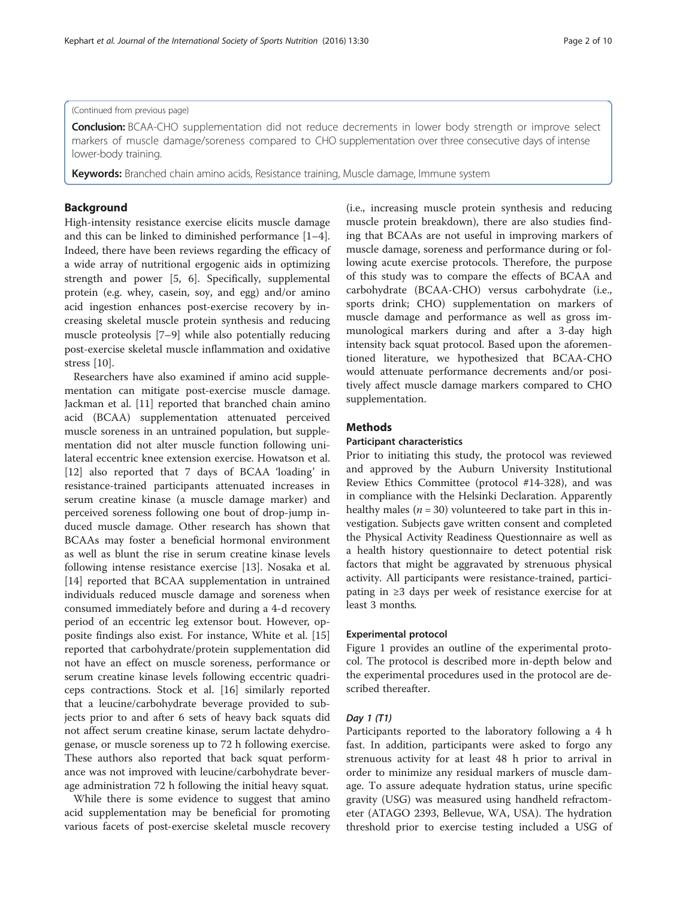(Continued from previous page)

**Conclusion:** BCAA-CHO supplementation did not reduce decrements in lower body strength or improve select markers of muscle damage/soreness compared to CHO supplementation over three consecutive days of intense lower-body training.

**Keywords:** Branched chain amino acids, Resistance training, Muscle damage, Immune system

## Background

High-intensity resistance exercise elicits muscle damage and this can be linked to diminished performance [1–4]. Indeed, there have been reviews regarding the efficacy of a wide array of nutritional ergogenic aids in optimizing strength and power [5, 6]. Specifically, supplemental protein (e.g. whey, casein, soy, and egg) and/or amino acid ingestion enhances post-exercise recovery by increasing skeletal muscle protein synthesis and reducing muscle proteolysis [7–9] while also potentially reducing post-exercise skeletal muscle inflammation and oxidative stress [10].

Researchers have also examined if amino acid supplementation can mitigate post-exercise muscle damage. Jackman et al. [11] reported that branched chain amino acid (BCAA) supplementation attenuated perceived muscle soreness in an untrained population, but supplementation did not alter muscle function following unilateral eccentric knee extension exercise. Howatson et al. [12] also reported that 7 days of BCAA 'loading' in resistance-trained participants attenuated increases in serum creatine kinase (a muscle damage marker) and perceived soreness following one bout of drop-jump induced muscle damage. Other research has shown that BCAAs may foster a beneficial hormonal environment as well as blunt the rise in serum creatine kinase levels following intense resistance exercise [13]. Nosaka et al. [14] reported that BCAA supplementation in untrained individuals reduced muscle damage and soreness when consumed immediately before and during a 4-d recovery period of an eccentric leg extensor bout. However, opposite findings also exist. For instance, White et al. [15] reported that carbohydrate/protein supplementation did not have an effect on muscle soreness, performance or serum creatine kinase levels following eccentric quadriceps contractions. Stock et al. [16] similarly reported that a leucine/carbohydrate beverage provided to subjects prior to and after 6 sets of heavy back squats did not affect serum creatine kinase, serum lactate dehydrogenase, or muscle soreness up to 72 h following exercise. These authors also reported that back squat performance was not improved with leucine/carbohydrate beverage administration 72 h following the initial heavy squat.

While there is some evidence to suggest that amino acid supplementation may be beneficial for promoting various facets of post-exercise skeletal muscle recovery (i.e., increasing muscle protein synthesis and reducing muscle protein breakdown), there are also studies finding that BCAAs are not useful in improving markers of muscle damage, soreness and performance during or following acute exercise protocols. Therefore, the purpose of this study was to compare the effects of BCAA and carbohydrate (BCAA-CHO) versus carbohydrate (i.e., sports drink; CHO) supplementation on markers of muscle damage and performance as well as gross immunological markers during and after a 3-day high intensity back squat protocol. Based upon the aforementioned literature, we hypothesized that BCAA-CHO would attenuate performance decrements and/or positively affect muscle damage markers compared to CHO supplementation.

## Methods

### Participant characteristics

Prior to initiating this study, the protocol was reviewed and approved by the Auburn University Institutional Review Ethics Committee (protocol #14-328), and was in compliance with the Helsinki Declaration. Apparently healthy males ($n = 30$) volunteered to take part in this investigation. Subjects gave written consent and completed the Physical Activity Readiness Questionnaire as well as a health history questionnaire to detect potential risk factors that might be aggravated by strenuous physical activity. All participants were resistance-trained, participating in ≥3 days per week of resistance exercise for at least 3 months.

### Experimental protocol

Figure 1 provides an outline of the experimental protocol. The protocol is described more in-depth below and the experimental procedures used in the protocol are described thereafter.

#### *Day 1 (T1)*

Participants reported to the laboratory following a 4 h fast. In addition, participants were asked to forgo any strenuous activity for at least 48 h prior to arrival in order to minimize any residual markers of muscle damage. To assure adequate hydration status, urine specific gravity (USG) was measured using handheld refractometer (ATAGO 2393, Bellevue, WA, USA). The hydration threshold prior to exercise testing included a USG of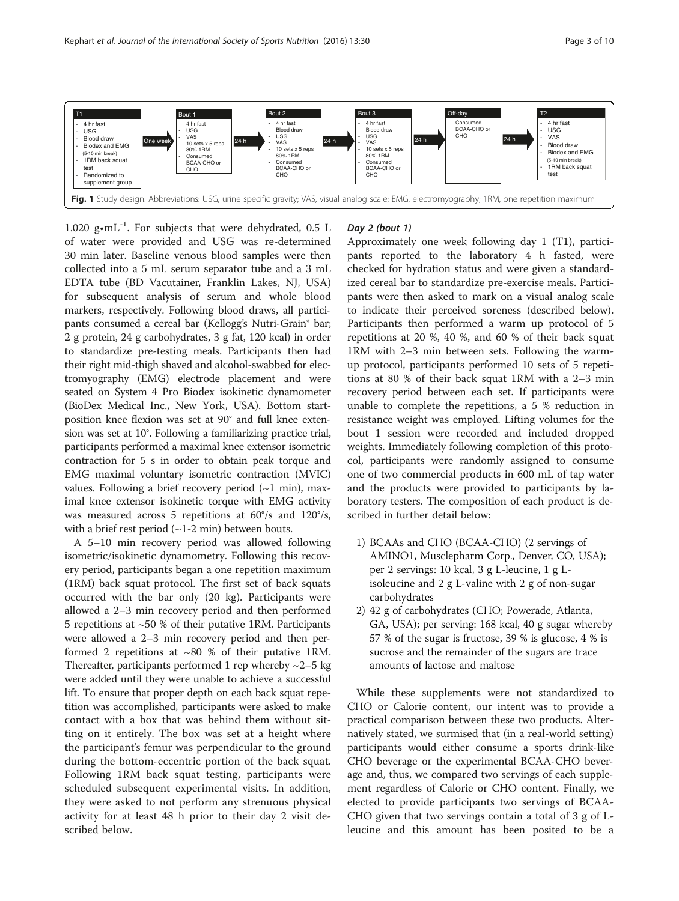| T1 | | Bout 1 | | Bout 2 | | Bout 3 | | Off-day | | T2 |
|---|---|---|---|---|---|---|---|---|---|---|
| - 4 hr fast<br>- USG<br>- Blood draw<br>- Biodex and EMG (5-10 min break)<br>- 1RM back squat test<br>- Randomized to supplement group | One week | - 4 hr fast<br>- USG<br>- VAS<br>- 10 sets x 5 reps 80% 1RM<br>- Consumed BCAA-CHO or CHO | 24 h | - 4 hr fast<br>- Blood draw<br>- USG<br>- VAS<br>- 10 sets x 5 reps 80% 1RM<br>- Consumed BCAA-CHO or CHO | 24 h | - 4 hr fast<br>- Blood draw<br>- USG<br>- VAS<br>- 10 sets x 5 reps 80% 1RM<br>- Consumed BCAA-CHO or CHO | 24 h | - Consumed BCAA-CHO or CHO | 24 h | - 4 hr fast<br>- USG<br>- VAS<br>- Blood draw<br>- Biodex and EMG (5-10 min break)<br>- 1RM back squat test |

**Fig. 1** Study design. Abbreviations: USG, urine specific gravity; VAS, visual analog scale; EMG, electromyography; 1RM, one repetition maximum

1.020 g•mL$^{-1}$. For subjects that were dehydrated, 0.5 L of water were provided and USG was re-determined 30 min later. Baseline venous blood samples were then collected into a 5 mL serum separator tube and a 3 mL EDTA tube (BD Vacutainer, Franklin Lakes, NJ, USA) for subsequent analysis of serum and whole blood markers, respectively. Following blood draws, all participants consumed a cereal bar (Kellogg's Nutri-Grain® bar; 2 g protein, 24 g carbohydrates, 3 g fat, 120 kcal) in order to standardize pre-testing meals. Participants then had their right mid-thigh shaved and alcohol-swabbed for electromyography (EMG) electrode placement and were seated on System 4 Pro Biodex isokinetic dynamometer (BioDex Medical Inc., New York, USA). Bottom start-position knee flexion was set at 90° and full knee extension was set at 10°. Following a familiarizing practice trial, participants performed a maximal knee extensor isometric contraction for 5 s in order to obtain peak torque and EMG maximal voluntary isometric contraction (MVIC) values. Following a brief recovery period (~1 min), maximal knee extensor isokinetic torque with EMG activity was measured across 5 repetitions at 60°/s and 120°/s, with a brief rest period (~1-2 min) between bouts.

A 5–10 min recovery period was allowed following isometric/isokinetic dynamometry. Following this recovery period, participants began a one repetition maximum (1RM) back squat protocol. The first set of back squats occurred with the bar only (20 kg). Participants were allowed a 2–3 min recovery period and then performed 5 repetitions at ~50 % of their putative 1RM. Participants were allowed a 2–3 min recovery period and then performed 2 repetitions at ~80 % of their putative 1RM. Thereafter, participants performed 1 rep whereby ~2–5 kg were added until they were unable to achieve a successful lift. To ensure that proper depth on each back squat repetition was accomplished, participants were asked to make contact with a box that was behind them without sitting on it entirely. The box was set at a height where the participant's femur was perpendicular to the ground during the bottom-eccentric portion of the back squat. Following 1RM back squat testing, participants were scheduled subsequent experimental visits. In addition, they were asked to not perform any strenuous physical activity for at least 48 h prior to their day 2 visit described below.

### *Day 2 (bout 1)*

Approximately one week following day 1 (T1), participants reported to the laboratory 4 h fasted, were checked for hydration status and were given a standardized cereal bar to standardize pre-exercise meals. Participants were then asked to mark on a visual analog scale to indicate their perceived soreness (described below). Participants then performed a warm up protocol of 5 repetitions at 20 %, 40 %, and 60 % of their back squat 1RM with 2–3 min between sets. Following the warm-up protocol, participants performed 10 sets of 5 repetitions at 80 % of their back squat 1RM with a 2–3 min recovery period between each set. If participants were unable to complete the repetitions, a 5 % reduction in resistance weight was employed. Lifting volumes for the bout 1 session were recorded and included dropped weights. Immediately following completion of this protocol, participants were randomly assigned to consume one of two commercial products in 600 mL of tap water and the products were provided to participants by laboratory testers. The composition of each product is described in further detail below:

1) BCAAs and CHO (BCAA-CHO) (2 servings of AMINO1, Musclepharm Corp., Denver, CO, USA); per 2 servings: 10 kcal, 3 g L-leucine, 1 g L-isoleucine and 2 g L-valine with 2 g of non-sugar carbohydrates
2) 42 g of carbohydrates (CHO; Powerade, Atlanta, GA, USA); per serving: 168 kcal, 40 g sugar whereby 57 % of the sugar is fructose, 39 % is glucose, 4 % is sucrose and the remainder of the sugars are trace amounts of lactose and maltose

While these supplements were not standardized to CHO or Calorie content, our intent was to provide a practical comparison between these two products. Alternatively stated, we surmised that (in a real-world setting) participants would either consume a sports drink-like CHO beverage or the experimental BCAA-CHO beverage and, thus, we compared two servings of each supplement regardless of Calorie or CHO content. Finally, we elected to provide participants two servings of BCAA-CHO given that two servings contain a total of 3 g of L-leucine and this amount has been posited to be a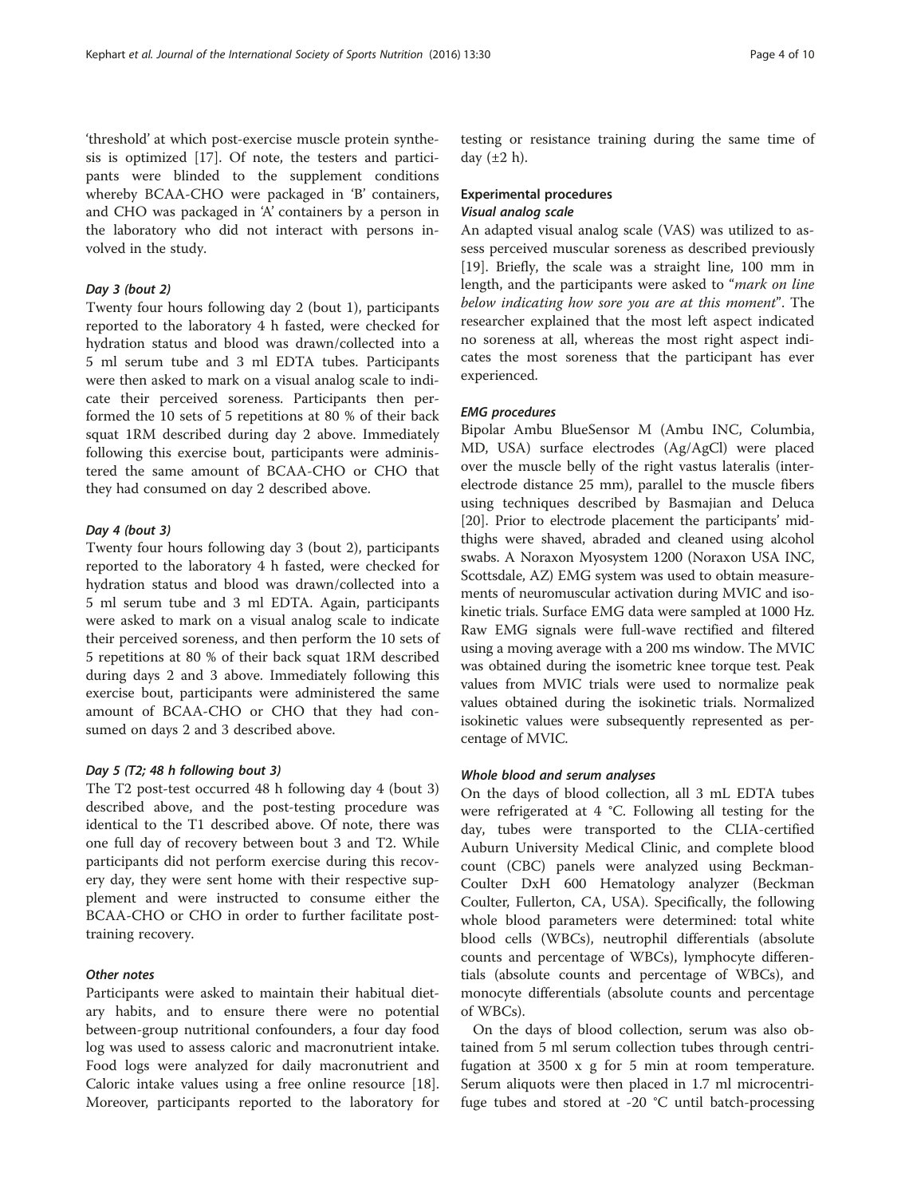'threshold' at which post-exercise muscle protein synthesis is optimized [17]. Of note, the testers and participants were blinded to the supplement conditions whereby BCAA-CHO were packaged in 'B' containers, and CHO was packaged in 'A' containers by a person in the laboratory who did not interact with persons involved in the study.

#### Day 3 (bout 2)

Twenty four hours following day 2 (bout 1), participants reported to the laboratory 4 h fasted, were checked for hydration status and blood was drawn/collected into a 5 ml serum tube and 3 ml EDTA tubes. Participants were then asked to mark on a visual analog scale to indicate their perceived soreness. Participants then performed the 10 sets of 5 repetitions at 80 % of their back squat 1RM described during day 2 above. Immediately following this exercise bout, participants were administered the same amount of BCAA-CHO or CHO that they had consumed on day 2 described above.

#### Day 4 (bout 3)

Twenty four hours following day 3 (bout 2), participants reported to the laboratory 4 h fasted, were checked for hydration status and blood was drawn/collected into a 5 ml serum tube and 3 ml EDTA. Again, participants were asked to mark on a visual analog scale to indicate their perceived soreness, and then perform the 10 sets of 5 repetitions at 80 % of their back squat 1RM described during days 2 and 3 above. Immediately following this exercise bout, participants were administered the same amount of BCAA-CHO or CHO that they had consumed on days 2 and 3 described above.

#### Day 5 (T2; 48 h following bout 3)

The T2 post-test occurred 48 h following day 4 (bout 3) described above, and the post-testing procedure was identical to the T1 described above. Of note, there was one full day of recovery between bout 3 and T2. While participants did not perform exercise during this recovery day, they were sent home with their respective supplement and were instructed to consume either the BCAA-CHO or CHO in order to further facilitate post-training recovery.

#### Other notes

Participants were asked to maintain their habitual dietary habits, and to ensure there were no potential between-group nutritional confounders, a four day food log was used to assess caloric and macronutrient intake. Food logs were analyzed for daily macronutrient and Caloric intake values using a free online resource [18]. Moreover, participants reported to the laboratory for testing or resistance training during the same time of day (±2 h).

### Experimental procedures

#### Visual analog scale

An adapted visual analog scale (VAS) was utilized to assess perceived muscular soreness as described previously [19]. Briefly, the scale was a straight line, 100 mm in length, and the participants were asked to "*mark on line below indicating how sore you are at this moment*". The researcher explained that the most left aspect indicated no soreness at all, whereas the most right aspect indicates the most soreness that the participant has ever experienced.

#### EMG procedures

Bipolar Ambu BlueSensor M (Ambu INC, Columbia, MD, USA) surface electrodes (Ag/AgCl) were placed over the muscle belly of the right vastus lateralis (interelectrode distance 25 mm), parallel to the muscle fibers using techniques described by Basmajian and Deluca [20]. Prior to electrode placement the participants' midthighs were shaved, abraded and cleaned using alcohol swabs. A Noraxon Myosystem 1200 (Noraxon USA INC, Scottsdale, AZ) EMG system was used to obtain measurements of neuromuscular activation during MVIC and isokinetic trials. Surface EMG data were sampled at 1000 Hz. Raw EMG signals were full-wave rectified and filtered using a moving average with a 200 ms window. The MVIC was obtained during the isometric knee torque test. Peak values from MVIC trials were used to normalize peak values obtained during the isokinetic trials. Normalized isokinetic values were subsequently represented as percentage of MVIC.

#### Whole blood and serum analyses

On the days of blood collection, all 3 mL EDTA tubes were refrigerated at 4 °C. Following all testing for the day, tubes were transported to the CLIA-certified Auburn University Medical Clinic, and complete blood count (CBC) panels were analyzed using Beckman-Coulter DxH 600 Hematology analyzer (Beckman Coulter, Fullerton, CA, USA). Specifically, the following whole blood parameters were determined: total white blood cells (WBCs), neutrophil differentials (absolute counts and percentage of WBCs), lymphocyte differentials (absolute counts and percentage of WBCs), and monocyte differentials (absolute counts and percentage of WBCs).

On the days of blood collection, serum was also obtained from 5 ml serum collection tubes through centrifugation at 3500 x g for 5 min at room temperature. Serum aliquots were then placed in 1.7 ml microcentrifuge tubes and stored at -20 °C until batch-processing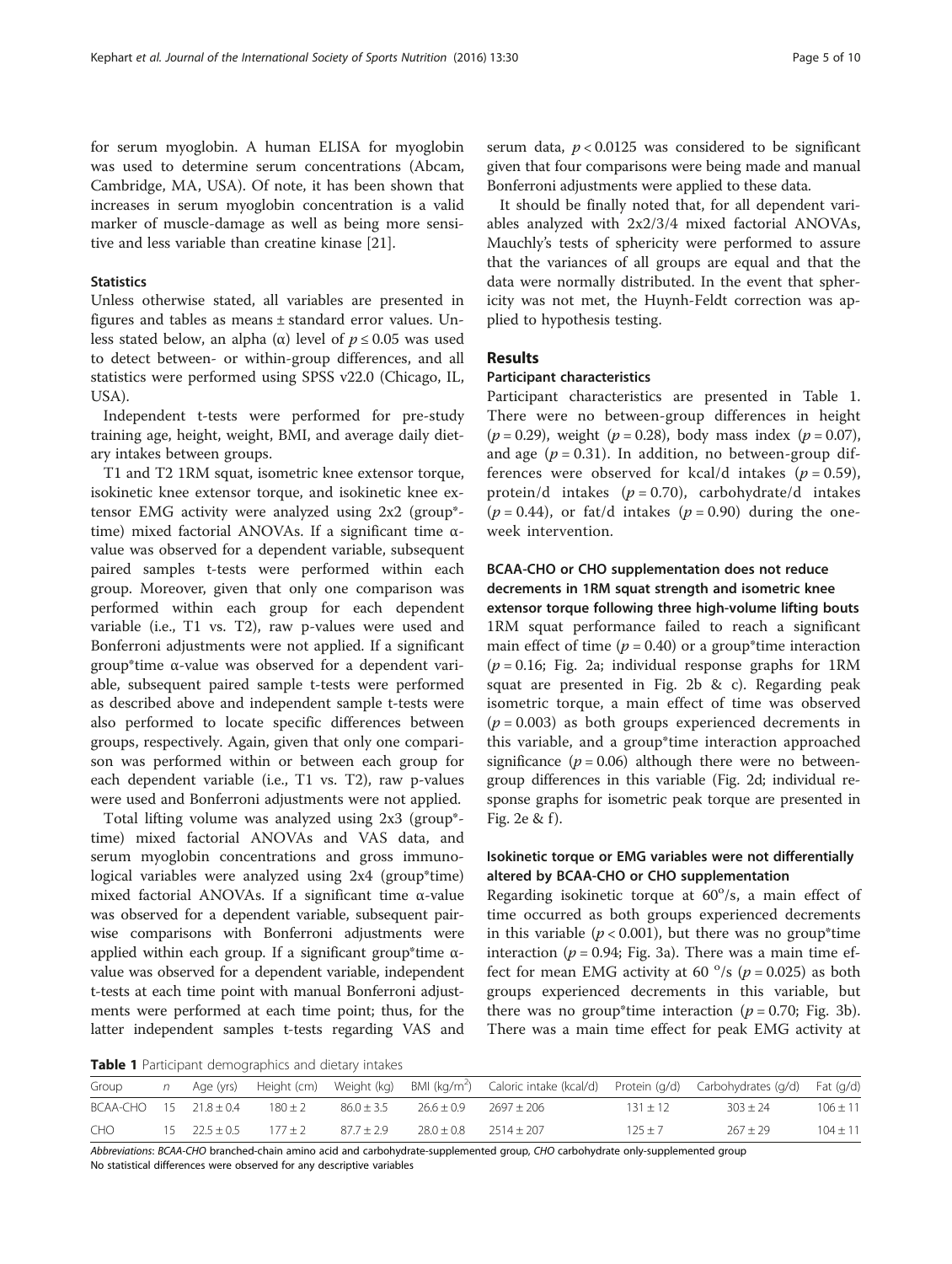for serum myoglobin. A human ELISA for myoglobin was used to determine serum concentrations (Abcam, Cambridge, MA, USA). Of note, it has been shown that increases in serum myoglobin concentration is a valid marker of muscle-damage as well as being more sensitive and less variable than creatine kinase [21].

### Statistics

Unless otherwise stated, all variables are presented in figures and tables as means ± standard error values. Unless stated below, an alpha (α) level of $p \leq 0.05$ was used to detect between- or within-group differences, and all statistics were performed using SPSS v22.0 (Chicago, IL, USA).

Independent t-tests were performed for pre-study training age, height, weight, BMI, and average daily dietary intakes between groups.

T1 and T2 1RM squat, isometric knee extensor torque, isokinetic knee extensor torque, and isokinetic knee extensor EMG activity were analyzed using 2x2 (group*time) mixed factorial ANOVAs. If a significant time α-value was observed for a dependent variable, subsequent paired samples t-tests were performed within each group. Moreover, given that only one comparison was performed within each group for each dependent variable (i.e., T1 vs. T2), raw p-values were used and Bonferroni adjustments were not applied. If a significant group*time α-value was observed for a dependent variable, subsequent paired sample t-tests were performed as described above and independent sample t-tests were also performed to locate specific differences between groups, respectively. Again, given that only one comparison was performed within or between each group for each dependent variable (i.e., T1 vs. T2), raw p-values were used and Bonferroni adjustments were not applied.

Total lifting volume was analyzed using 2x3 (group*time) mixed factorial ANOVAs and VAS data, and serum myoglobin concentrations and gross immunological variables were analyzed using 2x4 (group*time) mixed factorial ANOVAs. If a significant time α-value was observed for a dependent variable, subsequent pairwise comparisons with Bonferroni adjustments were applied within each group. If a significant group*time α-value was observed for a dependent variable, independent t-tests at each time point with manual Bonferroni adjustments were performed at each time point; thus, for the latter independent samples t-tests regarding VAS and serum data, $p < 0.0125$ was considered to be significant given that four comparisons were being made and manual Bonferroni adjustments were applied to these data.

It should be finally noted that, for all dependent variables analyzed with 2x2/3/4 mixed factorial ANOVAs, Mauchly's tests of sphericity were performed to assure that the variances of all groups are equal and that the data were normally distributed. In the event that sphericity was not met, the Huynh-Feldt correction was applied to hypothesis testing.

## Results

### Participant characteristics

Participant characteristics are presented in Table 1. There were no between-group differences in height ($p = 0.29$), weight ($p = 0.28$), body mass index ($p = 0.07$), and age ($p = 0.31$). In addition, no between-group differences were observed for kcal/d intakes ($p = 0.59$), protein/d intakes ($p = 0.70$), carbohydrate/d intakes ($p = 0.44$), or fat/d intakes ($p = 0.90$) during the one-week intervention.

### BCAA-CHO or CHO supplementation does not reduce decrements in 1RM squat strength and isometric knee extensor torque following three high-volume lifting bouts

1RM squat performance failed to reach a significant main effect of time ($p = 0.40$) or a group*time interaction ($p = 0.16$; Fig. 2a; individual response graphs for 1RM squat are presented in Fig. 2b & c). Regarding peak isometric torque, a main effect of time was observed ($p = 0.003$) as both groups experienced decrements in this variable, and a group*time interaction approached significance ($p = 0.06$) although there were no between-group differences in this variable (Fig. 2d; individual response graphs for isometric peak torque are presented in Fig. 2e & f).

### Isokinetic torque or EMG variables were not differentially altered by BCAA-CHO or CHO supplementation

Regarding isokinetic torque at 60°/s, a main effect of time occurred as both groups experienced decrements in this variable ($p < 0.001$), but there was no group*time interaction ($p = 0.94$; Fig. 3a). There was a main time effect for mean EMG activity at 60 °/s ($p = 0.025$) as both groups experienced decrements in this variable, but there was no group*time interaction ($p = 0.70$; Fig. 3b). There was a main time effect for peak EMG activity at

**Table 1** Participant demographics and dietary intakes

| Group | n | Age (yrs) | Height (cm) | Weight (kg) | BMI (kg/m$^2$) | Caloric intake (kcal/d) | Protein (g/d) | Carbohydrates (g/d) | Fat (g/d) |
|---|---|---|---|---|---|---|---|---|---|
| BCAA-CHO | 15 | 21.8 ± 0.4 | 180 ± 2 | 86.0 ± 3.5 | 26.6 ± 0.9 | 2697 ± 206 | 131 ± 12 | 303 ± 24 | 106 ± 11 |
| CHO | 15 | 22.5 ± 0.5 | 177 ± 2 | 87.7 ± 2.9 | 28.0 ± 0.8 | 2514 ± 207 | 125 ± 7 | 267 ± 29 | 104 ± 11 |

*Abbreviations*: *BCAA-CHO* branched-chain amino acid and carbohydrate-supplemented group, *CHO* carbohydrate only-supplemented group
No statistical differences were observed for any descriptive variables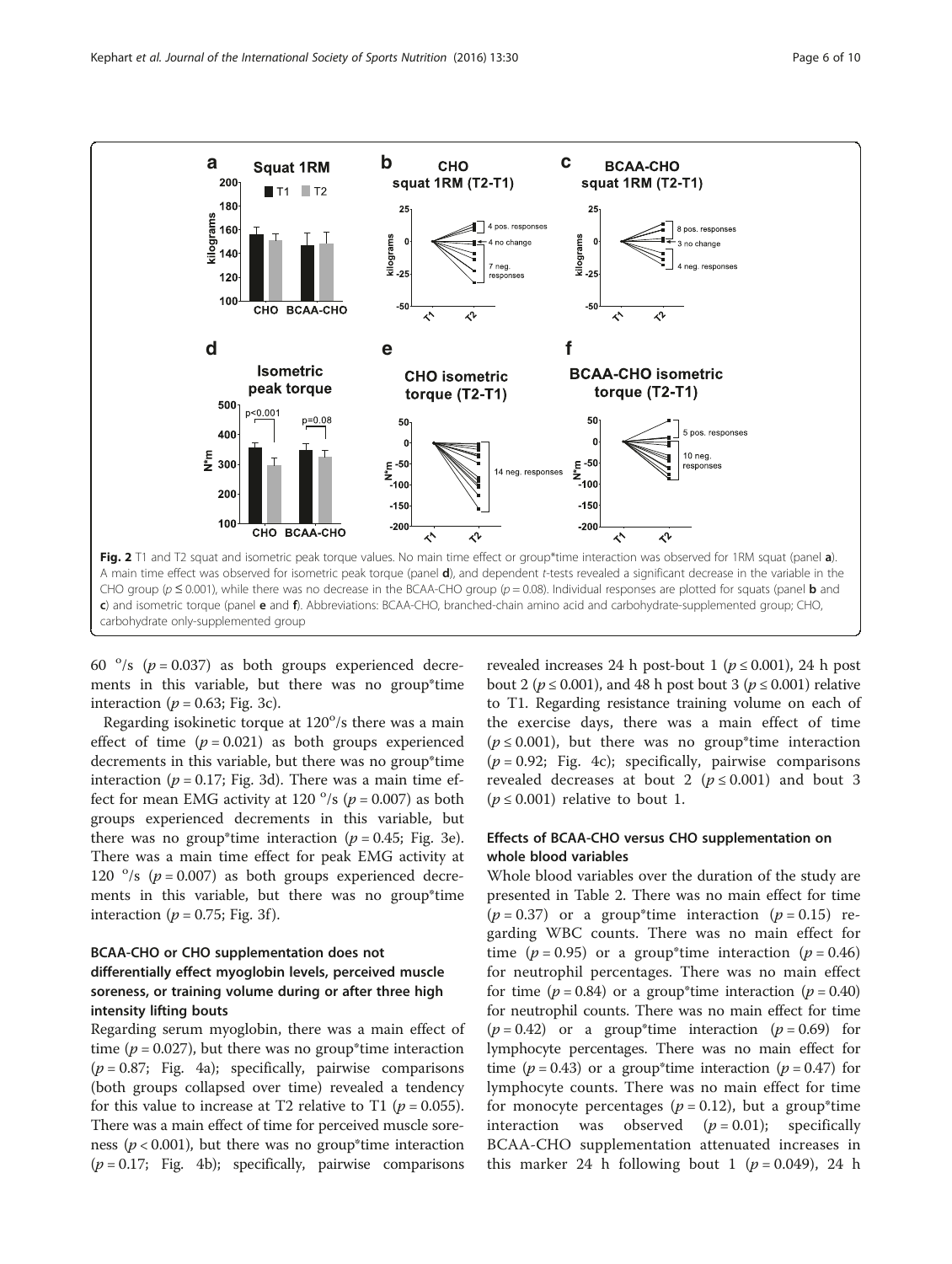Fig. 2 T1 and T2 squat and isometric peak torque values. No main time effect or group*time interaction was observed for 1RM squat (panel **a**). A main time effect was observed for isometric peak torque (panel **d**), and dependent *t*-tests revealed a significant decrease in the variable in the CHO group ($p \leq 0.001$), while there was no decrease in the BCAA-CHO group ($p = 0.08$). Individual responses are plotted for squats (panel **b** and **c**) and isometric torque (panel **e** and **f**). Abbreviations: BCAA-CHO, branched-chain amino acid and carbohydrate-supplemented group; CHO, carbohydrate only-supplemented group

60 °/s ($p = 0.037$) as both groups experienced decrements in this variable, but there was no group*time interaction ($p = 0.63$; Fig. 3c).

Regarding isokinetic torque at 120°/s there was a main effect of time ($p = 0.021$) as both groups experienced decrements in this variable, but there was no group*time interaction ($p = 0.17$; Fig. 3d). There was a main time effect for mean EMG activity at 120 °/s ($p = 0.007$) as both groups experienced decrements in this variable, but there was no group*time interaction ($p = 0.45$; Fig. 3e). There was a main time effect for peak EMG activity at 120 °/s ($p = 0.007$) as both groups experienced decrements in this variable, but there was no group*time interaction ($p = 0.75$; Fig. 3f).

### BCAA-CHO or CHO supplementation does not differentially effect myoglobin levels, perceived muscle soreness, or training volume during or after three high intensity lifting bouts

Regarding serum myoglobin, there was a main effect of time ($p = 0.027$), but there was no group*time interaction ($p = 0.87$; Fig. 4a); specifically, pairwise comparisons (both groups collapsed over time) revealed a tendency for this value to increase at T2 relative to T1 ($p = 0.055$). There was a main effect of time for perceived muscle soreness ($p < 0.001$), but there was no group*time interaction ($p = 0.17$; Fig. 4b); specifically, pairwise comparisons revealed increases 24 h post-bout 1 ($p \leq 0.001$), 24 h post bout 2 ($p \leq 0.001$), and 48 h post bout 3 ($p \leq 0.001$) relative to T1. Regarding resistance training volume on each of the exercise days, there was a main effect of time ($p \leq 0.001$), but there was no group*time interaction ($p = 0.92$; Fig. 4c); specifically, pairwise comparisons revealed decreases at bout 2 ($p \leq 0.001$) and bout 3 ($p \leq 0.001$) relative to bout 1.

### Effects of BCAA-CHO versus CHO supplementation on whole blood variables

Whole blood variables over the duration of the study are presented in Table 2. There was no main effect for time ($p = 0.37$) or a group*time interaction ($p = 0.15$) regarding WBC counts. There was no main effect for time ($p = 0.95$) or a group*time interaction ($p = 0.46$) for neutrophil percentages. There was no main effect for time ($p = 0.84$) or a group*time interaction ($p = 0.40$) for neutrophil counts. There was no main effect for time ($p = 0.42$) or a group*time interaction ($p = 0.69$) for lymphocyte percentages. There was no main effect for time ($p = 0.43$) or a group*time interaction ($p = 0.47$) for lymphocyte counts. There was no main effect for time for monocyte percentages ($p = 0.12$), but a group*time interaction was observed ($p = 0.01$); specifically BCAA-CHO supplementation attenuated increases in this marker 24 h following bout 1 ($p = 0.049$), 24 h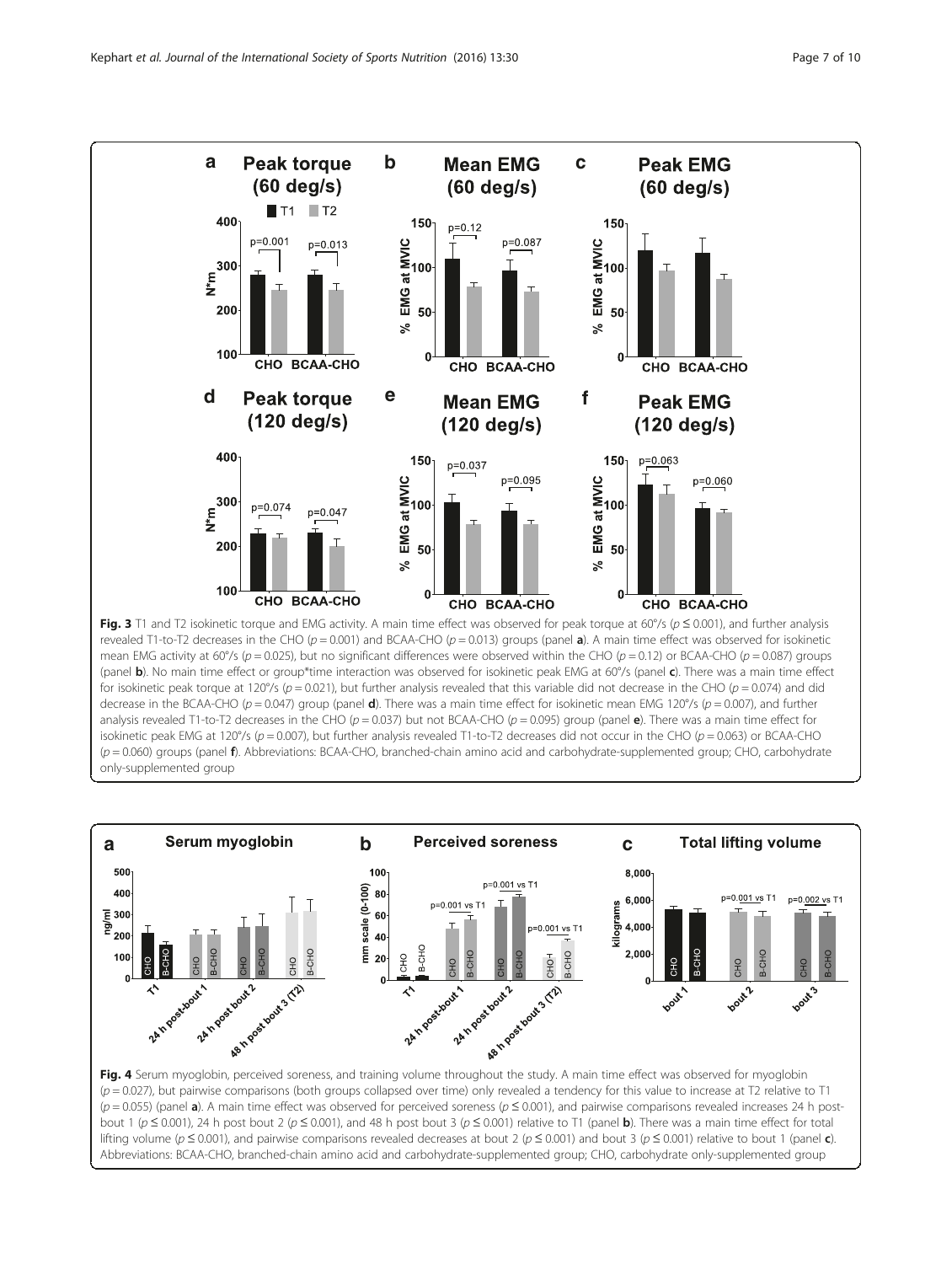**Fig. 3** T1 and T2 isokinetic torque and EMG activity. A main time effect was observed for peak torque at 60°/s ($p \leq 0.001$), and further analysis revealed T1-to-T2 decreases in the CHO ($p = 0.001$) and BCAA-CHO ($p = 0.013$) groups (panel **a**). A main time effect was observed for isokinetic mean EMG activity at 60°/s ($p = 0.025$), but no significant differences were observed within the CHO ($p = 0.12$) or BCAA-CHO ($p = 0.087$) groups (panel **b**). No main time effect or group*time interaction was observed for isokinetic peak EMG at 60°/s (panel **c**). There was a main time effect for isokinetic peak torque at 120°/s ($p = 0.021$), but further analysis revealed that this variable did not decrease in the CHO ($p = 0.074$) and did decrease in the BCAA-CHO ($p = 0.047$) group (panel **d**). There was a main time effect for isokinetic mean EMG 120°/s ($p = 0.007$), and further analysis revealed T1-to-T2 decreases in the CHO ($p = 0.037$) but not BCAA-CHO ($p = 0.095$) group (panel **e**). There was a main time effect for isokinetic peak EMG at 120°/s ($p = 0.007$), but further analysis revealed T1-to-T2 decreases did not occur in the CHO ($p = 0.063$) or BCAA-CHO ($p = 0.060$) groups (panel **f**). Abbreviations: BCAA-CHO, branched-chain amino acid and carbohydrate-supplemented group; CHO, carbohydrate only-supplemented group

**Fig. 4** Serum myoglobin, perceived soreness, and training volume throughout the study. A main time effect was observed for myoglobin ($p = 0.027$), but pairwise comparisons (both groups collapsed over time) only revealed a tendency for this value to increase at T2 relative to T1 ($p = 0.055$) (panel **a**). A main time effect was observed for perceived soreness ($p \leq 0.001$), and pairwise comparisons revealed increases 24 h post-bout 1 ($p \leq 0.001$), 24 h post bout 2 ($p \leq 0.001$), and 48 h post bout 3 ($p \leq 0.001$) relative to T1 (panel **b**). There was a main time effect for total lifting volume ($p \leq 0.001$), and pairwise comparisons revealed decreases at bout 2 ($p \leq 0.001$) and bout 3 ($p \leq 0.001$) relative to bout 1 (panel **c**). Abbreviations: BCAA-CHO, branched-chain amino acid and carbohydrate-supplemented group; CHO, carbohydrate only-supplemented group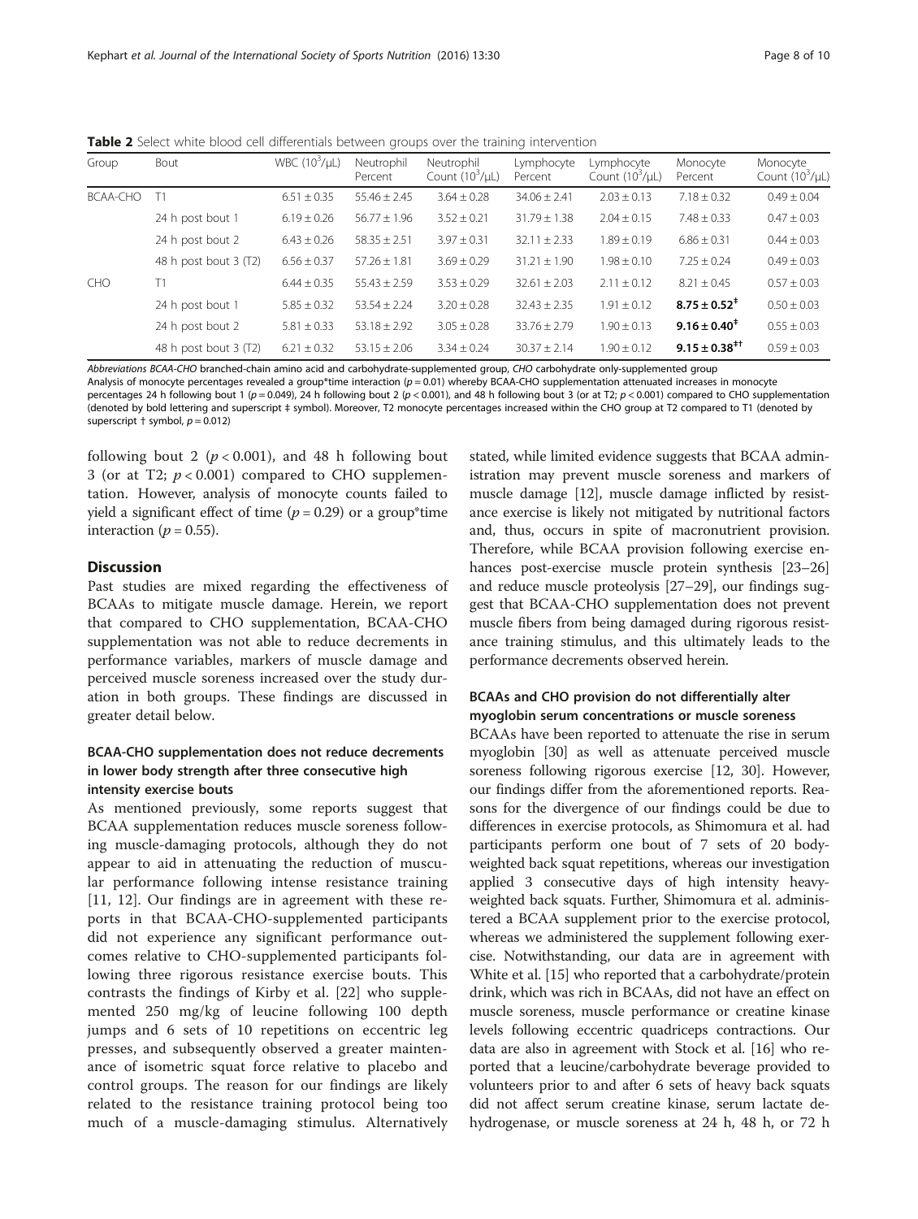**Table 2** Select white blood cell differentials between groups over the training intervention

| Group | Bout | WBC ($10^3$/μL) | Neutrophil Percent | Neutrophil Count ($10^3$/μL) | Lymphocyte Percent | Lymphocyte Count ($10^3$/μL) | Monocyte Percent | Monocyte Count ($10^3$/μL) |
|---|---|---|---|---|---|---|---|---|
| BCAA-CHO | T1 | 6.51 ± 0.35 | 55.46 ± 2.45 | 3.64 ± 0.28 | 34.06 ± 2.41 | 2.03 ± 0.13 | 7.18 ± 0.32 | 0.49 ± 0.04 |
| | 24 h post bout 1 | 6.19 ± 0.26 | 56.77 ± 1.96 | 3.52 ± 0.21 | 31.79 ± 1.38 | 2.04 ± 0.15 | 7.48 ± 0.33 | 0.47 ± 0.03 |
| | 24 h post bout 2 | 6.43 ± 0.26 | 58.35 ± 2.51 | 3.97 ± 0.31 | 32.11 ± 2.33 | 1.89 ± 0.19 | 6.86 ± 0.31 | 0.44 ± 0.03 |
| | 48 h post bout 3 (T2) | 6.56 ± 0.37 | 57.26 ± 1.81 | 3.69 ± 0.29 | 31.21 ± 1.90 | 1.98 ± 0.10 | 7.25 ± 0.24 | 0.49 ± 0.03 |
| CHO | T1 | 6.44 ± 0.35 | 55.43 ± 2.59 | 3.53 ± 0.29 | 32.61 ± 2.03 | 2.11 ± 0.12 | 8.21 ± 0.45 | 0.57 ± 0.03 |
| | 24 h post bout 1 | 5.85 ± 0.32 | 53.54 ± 2.24 | 3.20 ± 0.28 | 32.43 ± 2.35 | 1.91 ± 0.12 | **8.75 ± 0.52**‡ | 0.50 ± 0.03 |
| | 24 h post bout 2 | 5.81 ± 0.33 | 53.18 ± 2.92 | 3.05 ± 0.28 | 33.76 ± 2.79 | 1.90 ± 0.13 | **9.16 ± 0.40**‡ | 0.55 ± 0.03 |
| | 48 h post bout 3 (T2) | 6.21 ± 0.32 | 53.15 ± 2.06 | 3.34 ± 0.24 | 30.37 ± 2.14 | 1.90 ± 0.12 | **9.15 ± 0.38**‡† | 0.59 ± 0.03 |

*Abbreviations BCAA-CHO* branched-chain amino acid and carbohydrate-supplemented group, *CHO* carbohydrate only-supplemented group

Analysis of monocyte percentages revealed a group*time interaction ($p = 0.01$) whereby BCAA-CHO supplementation attenuated increases in monocyte percentages 24 h following bout 1 ($p = 0.049$), 24 h following bout 2 ($p < 0.001$), and 48 h following bout 3 (or at T2; $p < 0.001$) compared to CHO supplementation (denoted by bold lettering and superscript ‡ symbol). Moreover, T2 monocyte percentages increased within the CHO group at T2 compared to T1 (denoted by superscript † symbol, $p = 0.012$)

following bout 2 ($p < 0.001$), and 48 h following bout 3 (or at T2; $p < 0.001$) compared to CHO supplementation. However, analysis of monocyte counts failed to yield a significant effect of time ($p = 0.29$) or a group*time interaction ($p = 0.55$).

## Discussion

Past studies are mixed regarding the effectiveness of BCAAs to mitigate muscle damage. Herein, we report that compared to CHO supplementation, BCAA-CHO supplementation was not able to reduce decrements in performance variables, markers of muscle damage and perceived muscle soreness increased over the study duration in both groups. These findings are discussed in greater detail below.

### BCAA-CHO supplementation does not reduce decrements in lower body strength after three consecutive high intensity exercise bouts

As mentioned previously, some reports suggest that BCAA supplementation reduces muscle soreness following muscle-damaging protocols, although they do not appear to aid in attenuating the reduction of muscular performance following intense resistance training [11, 12]. Our findings are in agreement with these reports in that BCAA-CHO-supplemented participants did not experience any significant performance outcomes relative to CHO-supplemented participants following three rigorous resistance exercise bouts. This contrasts the findings of Kirby et al. [22] who supplemented 250 mg/kg of leucine following 100 depth jumps and 6 sets of 10 repetitions on eccentric leg presses, and subsequently observed a greater maintenance of isometric squat force relative to placebo and control groups. The reason for our findings are likely related to the resistance training protocol being too much of a muscle-damaging stimulus. Alternatively stated, while limited evidence suggests that BCAA administration may prevent muscle soreness and markers of muscle damage [12], muscle damage inflicted by resistance exercise is likely not mitigated by nutritional factors and, thus, occurs in spite of macronutrient provision. Therefore, while BCAA provision following exercise enhances post-exercise muscle protein synthesis [23–26] and reduce muscle proteolysis [27–29], our findings suggest that BCAA-CHO supplementation does not prevent muscle fibers from being damaged during rigorous resistance training stimulus, and this ultimately leads to the performance decrements observed herein.

### BCAAs and CHO provision do not differentially alter myoglobin serum concentrations or muscle soreness

BCAAs have been reported to attenuate the rise in serum myoglobin [30] as well as attenuate perceived muscle soreness following rigorous exercise [12, 30]. However, our findings differ from the aforementioned reports. Reasons for the divergence of our findings could be due to differences in exercise protocols, as Shimomura et al. had participants perform one bout of 7 sets of 20 bodyweighted back squat repetitions, whereas our investigation applied 3 consecutive days of high intensity heavy-weighted back squats. Further, Shimomura et al. administered a BCAA supplement prior to the exercise protocol, whereas we administered the supplement following exercise. Notwithstanding, our data are in agreement with White et al. [15] who reported that a carbohydrate/protein drink, which was rich in BCAAs, did not have an effect on muscle soreness, muscle performance or creatine kinase levels following eccentric quadriceps contractions. Our data are also in agreement with Stock et al. [16] who reported that a leucine/carbohydrate beverage provided to volunteers prior to and after 6 sets of heavy back squats did not affect serum creatine kinase, serum lactate dehydrogenase, or muscle soreness at 24 h, 48 h, or 72 h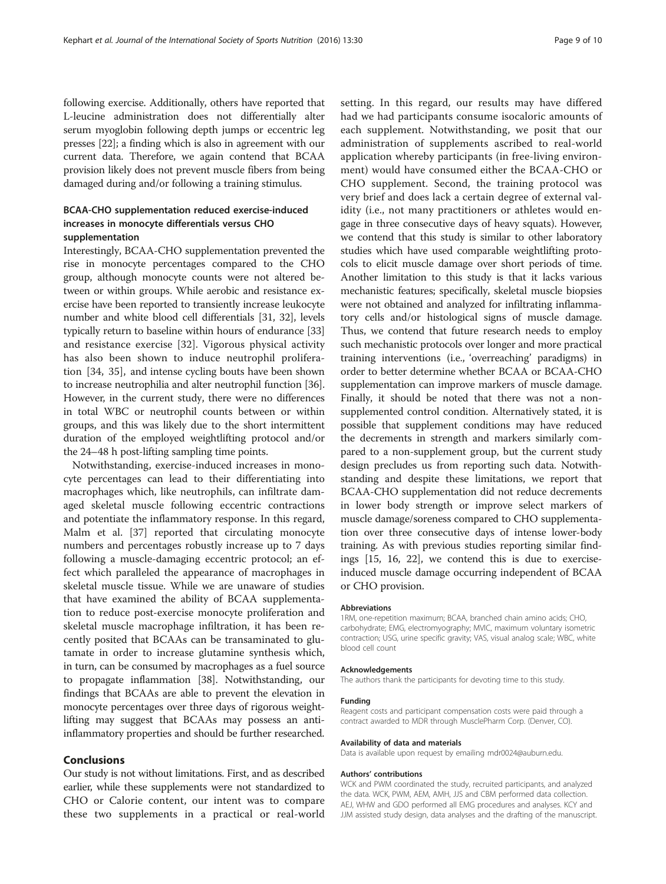following exercise. Additionally, others have reported that L-leucine administration does not differentially alter serum myoglobin following depth jumps or eccentric leg presses [22]; a finding which is also in agreement with our current data. Therefore, we again contend that BCAA provision likely does not prevent muscle fibers from being damaged during and/or following a training stimulus.

### BCAA-CHO supplementation reduced exercise-induced increases in monocyte differentials versus CHO supplementation

Interestingly, BCAA-CHO supplementation prevented the rise in monocyte percentages compared to the CHO group, although monocyte counts were not altered between or within groups. While aerobic and resistance exercise have been reported to transiently increase leukocyte number and white blood cell differentials [31, 32], levels typically return to baseline within hours of endurance [33] and resistance exercise [32]. Vigorous physical activity has also been shown to induce neutrophil proliferation [34, 35], and intense cycling bouts have been shown to increase neutrophilia and alter neutrophil function [36]. However, in the current study, there were no differences in total WBC or neutrophil counts between or within groups, and this was likely due to the short intermittent duration of the employed weightlifting protocol and/or the 24–48 h post-lifting sampling time points.

Notwithstanding, exercise-induced increases in monocyte percentages can lead to their differentiating into macrophages which, like neutrophils, can infiltrate damaged skeletal muscle following eccentric contractions and potentiate the inflammatory response. In this regard, Malm et al. [37] reported that circulating monocyte numbers and percentages robustly increase up to 7 days following a muscle-damaging eccentric protocol; an effect which paralleled the appearance of macrophages in skeletal muscle tissue. While we are unaware of studies that have examined the ability of BCAA supplementation to reduce post-exercise monocyte proliferation and skeletal muscle macrophage infiltration, it has been recently posited that BCAAs can be transaminated to glutamate in order to increase glutamine synthesis which, in turn, can be consumed by macrophages as a fuel source to propagate inflammation [38]. Notwithstanding, our findings that BCAAs are able to prevent the elevation in monocyte percentages over three days of rigorous weightlifting may suggest that BCAAs may possess an anti-inflammatory properties and should be further researched.

## Conclusions

Our study is not without limitations. First, and as described earlier, while these supplements were not standardized to CHO or Calorie content, our intent was to compare these two supplements in a practical or real-world setting. In this regard, our results may have differed had we had participants consume isocaloric amounts of each supplement. Notwithstanding, we posit that our administration of supplements ascribed to real-world application whereby participants (in free-living environment) would have consumed either the BCAA-CHO or CHO supplement. Second, the training protocol was very brief and does lack a certain degree of external validity (i.e., not many practitioners or athletes would engage in three consecutive days of heavy squats). However, we contend that this study is similar to other laboratory studies which have used comparable weightlifting protocols to elicit muscle damage over short periods of time. Another limitation to this study is that it lacks various mechanistic features; specifically, skeletal muscle biopsies were not obtained and analyzed for infiltrating inflammatory cells and/or histological signs of muscle damage. Thus, we contend that future research needs to employ such mechanistic protocols over longer and more practical training interventions (i.e., 'overreaching' paradigms) in order to better determine whether BCAA or BCAA-CHO supplementation can improve markers of muscle damage. Finally, it should be noted that there was not a non-supplemented control condition. Alternatively stated, it is possible that supplement conditions may have reduced the decrements in strength and markers similarly compared to a non-supplement group, but the current study design precludes us from reporting such data. Notwithstanding and despite these limitations, we report that BCAA-CHO supplementation did not reduce decrements in lower body strength or improve select markers of muscle damage/soreness compared to CHO supplementation over three consecutive days of intense lower-body training. As with previous studies reporting similar findings [15, 16, 22], we contend this is due to exercise-induced muscle damage occurring independent of BCAA or CHO provision.

#### Abbreviations

1RM, one-repetition maximum; BCAA, branched chain amino acids; CHO, carbohydrate; EMG, electromyography; MVIC, maximum voluntary isometric contraction; USG, urine specific gravity; VAS, visual analog scale; WBC, white blood cell count

#### Acknowledgements

The authors thank the participants for devoting time to this study.

#### Funding

Reagent costs and participant compensation costs were paid through a contract awarded to MDR through MusclePharm Corp. (Denver, CO).

#### Availability of data and materials

Data is available upon request by emailing mdr0024@auburn.edu.

#### Authors' contributions

WCK and PWM coordinated the study, recruited participants, and analyzed the data. WCK, PWM, AEM, AMH, JJS and CBM performed data collection. AEJ, WHW and GDO performed all EMG procedures and analyses. KCY and JJM assisted study design, data analyses and the drafting of the manuscript.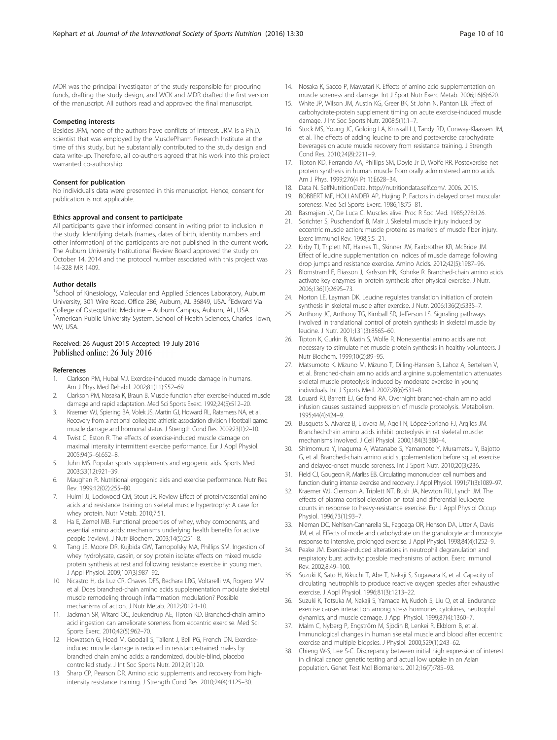MDR was the principal investigator of the study responsible for procuring funds, drafting the study design, and WCK and MDR drafted the first version of the manuscript. All authors read and approved the final manuscript.

#### Competing interests

Besides JRM, none of the authors have conflicts of interest. JRM is a Ph.D. scientist that was employed by the MusclePharm Research Institute at the time of this study, but he substantially contributed to the study design and data write-up. Therefore, all co-authors agreed that his work into this project warranted co-authorship.

#### Consent for publication

No individual's data were presented in this manuscript. Hence, consent for publication is not applicable.

#### Ethics approval and consent to participate

All participants gave their informed consent in writing prior to inclusion in the study. Identifying details (names, dates of birth, identity numbers and other information) of the participants are not published in the current work. The Auburn University Institutional Review Board approved the study on October 14, 2014 and the protocol number associated with this project was 14-328 MR 1409.

#### Author details

[1]School of Kinesiology, Molecular and Applied Sciences Laboratory, Auburn University, 301 Wire Road, Office 286, Auburn, AL 36849, USA. [2]Edward Via College of Osteopathic Medicine – Auburn Campus, Auburn, AL, USA. [3]American Public University System, School of Health Sciences, Charles Town, WV, USA.

Received: 26 August 2015 Accepted: 19 July 2016
Published online: 26 July 2016

#### References

1. Clarkson PM, Hubal MJ. Exercise-induced muscle damage in humans. Am J Phys Med Rehabil. 2002;81(11):S52–69.
2. Clarkson PM, Nosaka K, Braun B. Muscle function after exercise-induced muscle damage and rapid adaptation. Med Sci Sports Exerc. 1992;24(5):512–20.
3. Kraemer WJ, Spiering BA, Volek JS, Martin GJ, Howard RL, Ratamess NA, et al. Recovery from a national collegiate athletic association division I football game: muscle damage and hormonal status. J Strength Cond Res. 2009;23(1):2–10.
4. Twist C, Eston R. The effects of exercise-induced muscle damage on maximal intensity intermittent exercise performance. Eur J Appl Physiol. 2005;94(5–6):652–8.
5. Juhn MS. Popular sports supplements and ergogenic aids. Sports Med. 2003;33(12):921–39.
6. Maughan R. Nutritional ergogenic aids and exercise performance. Nutr Res Rev. 1999;12(02):255–80.
7. Hulmi JJ, Lockwood CM, Stout JR. Review Effect of protein/essential amino acids and resistance training on skeletal muscle hypertrophy: A case for whey protein. Nutr Metab. 2010;7:51.
8. Ha E, Zemel MB. Functional properties of whey, whey components, and essential amino acids: mechanisms underlying health benefits for active people (review). J Nutr Biochem. 2003;14(5):251–8.
9. Tang JE, Moore DR, Kujbida GW, Tarnopolsky MA, Phillips SM. Ingestion of whey hydrolysate, casein, or soy protein isolate: effects on mixed muscle protein synthesis at rest and following resistance exercise in young men. J Appl Physiol. 2009;107(3):987–92.
10. Nicastro H, da Luz CR, Chaves DFS, Bechara LRG, Voltarelli VA, Rogero MM et al. Does branched-chain amino acids supplementation modulate skeletal muscle remodeling through inflammation modulation? Possible mechanisms of action. J Nutr Metab. 2012;2012:1-10.
11. Jackman SR, Witard OC, Jeukendrup AE, Tipton KD. Branched-chain amino acid ingestion can ameliorate soreness from eccentric exercise. Med Sci Sports Exerc. 2010;42(5):962–70.
12. Howatson G, Hoad M, Goodall S, Tallent J, Bell PG, French DN. Exercise-induced muscle damage is reduced in resistance-trained males by branched chain amino acids: a randomized, double-blind, placebo controlled study. J Int Soc Sports Nutr. 2012;9(1):20.
13. Sharp CP, Pearson DR. Amino acid supplements and recovery from high-intensity resistance training. J Strength Cond Res. 2010;24(4):1125–30.
14. Nosaka K, Sacco P, Mawatari K. Effects of amino acid supplementation on muscle soreness and damage. Int J Sport Nutr Exerc Metab. 2006;16(6):620.
15. White JP, Wilson JM, Austin KG, Greer BK, St John N, Panton LB. Effect of carbohydrate-protein supplement timing on acute exercise-induced muscle damage. J Int Soc Sports Nutr. 2008;5(1):1–7.
16. Stock MS, Young JC, Golding LA, Kruskall LJ, Tandy RD, Conway-Klaassen JM, et al. The effects of adding leucine to pre and postexercise carbohydrate beverages on acute muscle recovery from resistance training. J Strength Cond Res. 2010;24(8):2211–9.
17. Tipton KD, Ferrando AA, Phillips SM, Doyle Jr D, Wolfe RR. Postexercise net protein synthesis in human muscle from orally administered amino acids. Am J Phys. 1999;276(4 Pt 1):E628–34.
18. Data N. SelfNutritionData. http://nutritiondata.self.com/. 2006. 2015.
19. BOBBERT MF, HOLLANDER AP, Huijing P. Factors in delayed onset muscular soreness. Med Sci Sports Exerc. 1986;18:75–81.
20. Basmajian JV, De Luca C. Muscles alive. Proc R Soc Med. 1985;278:126.
21. Sorichter S, Puschendorf B, Mair J. Skeletal muscle injury induced by eccentric muscle action: muscle proteins as markers of muscle fiber injury. Exerc Immunol Rev. 1998;5:5–21.
22. Kirby TJ, Triplett NT, Haines TL, Skinner JW, Fairbrother KR, McBride JM. Effect of leucine supplementation on indices of muscle damage following drop jumps and resistance exercise. Amino Acids. 2012;42(5):1987–96.
23. Blomstrand E, Eliasson J, Karlsson HK, Köhnke R. Branched-chain amino acids activate key enzymes in protein synthesis after physical exercise. J Nutr. 2006;136(1):269S–73.
24. Norton LE, Layman DK. Leucine regulates translation initiation of protein synthesis in skeletal muscle after exercise. J Nutr. 2006;136(2):533S–7.
25. Anthony JC, Anthony TG, Kimball SR, Jefferson LS. Signaling pathways involved in translational control of protein synthesis in skeletal muscle by leucine. J Nutr. 2001;131(3):856S–60.
26. Tipton K, Gurkin B, Matin S, Wolfe R. Nonessential amino acids are not necessary to stimulate net muscle protein synthesis in healthy volunteers. J Nutr Biochem. 1999;10(2):89–95.
27. Matsumoto K, Mizuno M, Mizuno T, Dilling-Hansen B, Lahoz A, Bertelsen V, et al. Branched-chain amino acids and arginine supplementation attenuates skeletal muscle proteolysis induced by moderate exercise in young individuals. Int J Sports Med. 2007;28(6):531–8.
28. Louard RJ, Barrett EJ, Gelfand RA. Overnight branched-chain amino acid infusion causes sustained suppression of muscle proteolysis. Metabolism. 1995;44(4):424–9.
29. Busquets S, Alvarez B, Llovera M, Agell N, López-Soriano FJ, Argilés JM. Branched-chain amino acids inhibit proteolysis in rat skeletal muscle: mechanisms involved. J Cell Physiol. 2000;184(3):380–4.
30. Shimomura Y, Inaguma A, Watanabe S, Yamamoto Y, Muramatsu Y, Bajotto G, et al. Branched-chain amino acid supplementation before squat exercise and delayed-onset muscle soreness. Int J Sport Nutr. 2010;20(3):236.
31. Field CJ, Gougeon R, Marliss EB. Circulating mononuclear cell numbers and function during intense exercise and recovery. J Appl Physiol. 1991;71(3):1089–97.
32. Kraemer WJ, Clemson A, Triplett NT, Bush JA, Newton RU, Lynch JM. The effects of plasma cortisol elevation on total and differential leukocyte counts in response to heavy-resistance exercise. Eur J Appl Physiol Occup Physiol. 1996;73(1):93–7.
33. Nieman DC, Nehlsen-Cannarella SL, Fagoaga OR, Henson DA, Utter A, Davis JM, et al. Effects of mode and carbohydrate on the granulocyte and monocyte response to intensive, prolonged exercise. J Appl Physiol. 1998;84(4):1252–9.
34. Peake JM. Exercise-induced alterations in neutrophil degranulation and respiratory burst activity: possible mechanisms of action. Exerc Immunol Rev. 2002;8:49–100.
35. Suzuki K, Sato H, Kikuchi T, Abe T, Nakaji S, Sugawara K, et al. Capacity of circulating neutrophils to produce reactive oxygen species after exhaustive exercise. J Appl Physiol. 1996;81(3):1213–22.
36. Suzuki K, Totsuka M, Nakaji S, Yamada M, Kudoh S, Liu Q, et al. Endurance exercise causes interaction among stress hormones, cytokines, neutrophil dynamics, and muscle damage. J Appl Physiol. 1999;87(4):1360–7.
37. Malm C, Nyberg P, Engström M, Sjödin B, Lenkei R, Ekblom B, et al. Immunological changes in human skeletal muscle and blood after eccentric exercise and multiple biopsies. J Physiol. 2000;529(1):243–62.
38. Chieng W-S, Lee S-C. Discrepancy between initial high expression of interest in clinical cancer genetic testing and actual low uptake in an Asian population. Genet Test Mol Biomarkers. 2012;16(7):785–93.